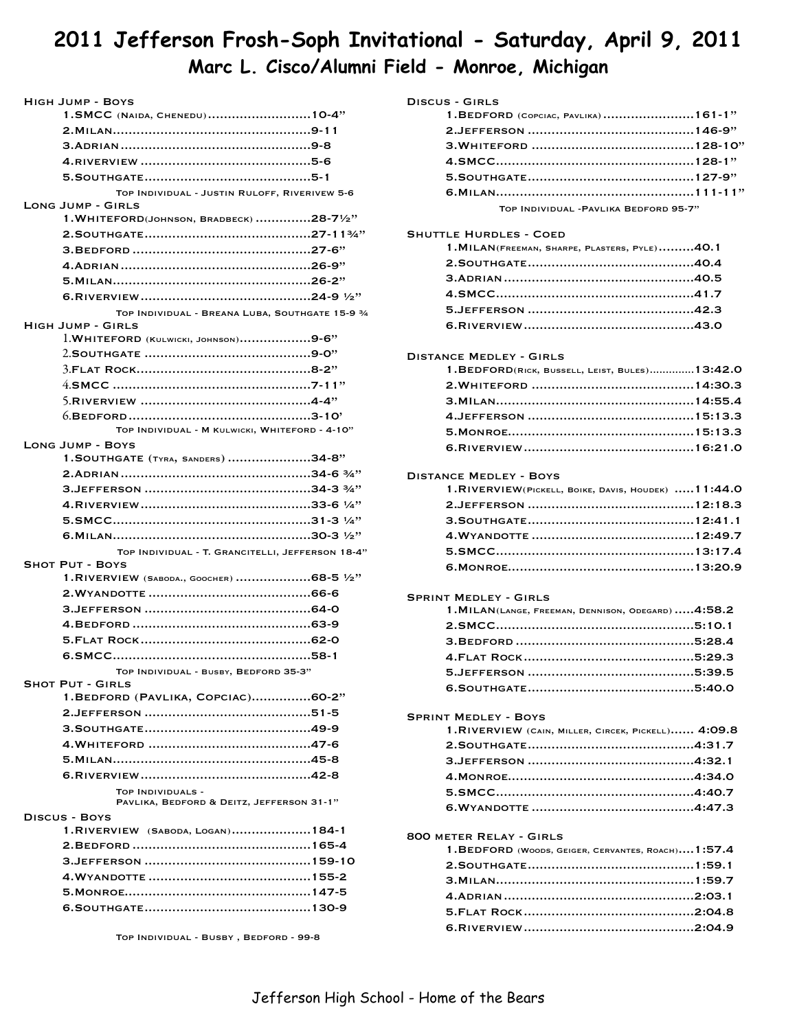# 2011 Jefferson Frosh-Soph Invitational - Saturday, April 9, 2011

## Marc L. Cisco/Alumni Field - Monroe, Michigan

### High Jump - Boys

1. SMCC (Naida, Chenedu) ..........10-4"
2. Milan ..........9-11
3. Adrian ..........9-8
4. riverview ..........5-6
5. Southgate ..........5-1

Top Individual - Justin Ruloff, Riverivew 5-6

### Long Jump - Girls

1. Whiteford(Johnson, Bradbeck) ..........28-7½"
2. Southgate ..........27-11¾"
3. Bedford ..........27-6"
4. Adrian ..........26-9"
5. Milan ..........26-2"
6. Riverview ..........24-9 ½"

Top Individual - Breana Luba, Southgate 15-9 ¾

### High Jump - Girls

1. Whiteford (Kulwicki, Johnson) ..........9-6"
2. Southgate ..........9-0"
3. Flat Rock ..........8-2"
4. SMCC ..........7-11"
5. Riverview ..........4-4"
6. Bedford ..........3-10'

Top Individual - M Kulwicki, Whiteford - 4-10"

### Long Jump - Boys

1. Southgate (Tyra, Sanders) ..........34-8"
2. Adrian ..........34-6 ¾"
3. Jefferson ..........34-3 ¾"
4. Riverview ..........33-6 ¼"
5. SMCC ..........31-3 ¼"
6. Milan ..........30-3 ½"

Top Individual - T. Grancitelli, Jefferson 18-4"

### Shot Put - Boys

1. Riverview (Saboda., Goocher) ..........68-5 ½"
2. Wyandotte ..........66-6
3. Jefferson ..........64-0
4. Bedford ..........63-9
5. Flat Rock ..........62-0
6. SMCC ..........58-1

Top Individual - Busby, Bedford 35-3"

### Shot Put - Girls

1. Bedford (Pavlika, Copciac) ..........60-2"
2. Jefferson ..........51-5
3. Southgate ..........49-9
4. Whiteford ..........47-6
5. Milan ..........45-8
6. Riverview ..........42-8

Top Individuals -
Pavlika, Bedford & Deitz, Jefferson 31-1"

### Discus - Boys

1. Riverview (Saboda, Logan) ..........184-1
2. Bedford ..........165-4
3. Jefferson ..........159-10
4. Wyandotte ..........155-2
5. Monroe ..........147-5
6. Southgate ..........130-9

Top Individual - Busby , Bedford - 99-8

### Discus - Girls

1. Bedford (Copciac, Pavlika) ..........161-1"
2. Jefferson ..........146-9"
3. Whiteford ..........128-10"
4. SMCC ..........128-1"
5. Southgate ..........127-9"
6. Milan ..........111-11"

Top Individual -Pavlika Bedford 95-7"

### Shuttle Hurdles - Coed

1. Milan(Freeman, Sharpe, Plasters, Pyle) ..........40.1
2. Southgate ..........40.4
3. Adrian ..........40.5
4. SMCC ..........41.7
5. Jefferson ..........42.3
6. Riverview ..........43.0

### Distance Medley - Girls

1. Bedford(Rick, Bussell, Leist, Bules) ..........13:42.0
2. Whiteford ..........14:30.3
3. Milan ..........14:55.4
4. Jefferson ..........15:13.3
5. Monroe ..........15:13.3
6. Riverview ..........16:21.0

### Distance Medley - Boys

1. Riverview(Pickell, Boike, Davis, Houdek) ..........11:44.0
2. Jefferson ..........12:18.3
3. Southgate ..........12:41.1
4. Wyandotte ..........12:49.7
5. SMCC ..........13:17.4
6. Monroe ..........13:20.9

### Sprint Medley - Girls

1. Milan(Lange, Freeman, Dennison, Odegard) ..........4:58.2
2. SMCC ..........5:10.1
3. Bedford ..........5:28.4
4. Flat Rock ..........5:29.3
5. Jefferson ..........5:39.5
6. Southgate ..........5:40.0

### Sprint Medley - Boys

1. Riverview (Cain, Miller, Circek, Pickell) .......... 4:09.8
2. Southgate ..........4:31.7
3. Jefferson ..........4:32.1
4. Monroe ..........4:34.0
5. SMCC ..........4:40.7
6. Wyandotte ..........4:47.3

### 800 meter Relay - Girls

1. Bedford (Woods, Geiger, Cervantes, Roach) ..........1:57.4
2. Southgate ..........1:59.1
3. Milan ..........1:59.7
4. Adrian ..........2:03.1
5. Flat Rock ..........2:04.8
6. Riverview ..........2:04.9

Jefferson High School - Home of the Bears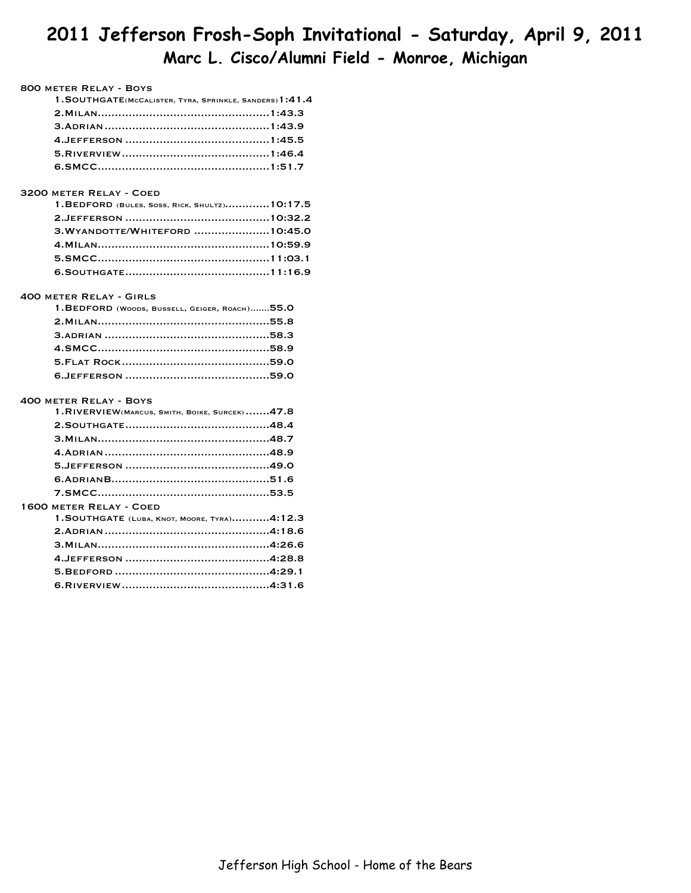# 2011 Jefferson Frosh-Soph Invitational - Saturday, April 9, 2011

## Marc L. Cisco/Alumni Field - Monroe, Michigan

### 800 meter Relay - Boys

1. Southgate(McCalister, Tyra, Sprinkle, Sanders)1:41.4
2. Milan........................................................1:43.3
3. Adrian.....................................................1:43.9
4. Jefferson...............................................1:45.5
5. Riverview..............................................1:46.4
6. SMCC......................................................1:51.7

### 3200 meter Relay - Coed

1. Bedford (Bules, Soss, Rick, Shultz).............10:17.5
2. Jefferson...............................................10:32.2
3. Wyandotte/Whiteford .......................10:45.0
4. Milan........................................................10:59.9
5. SMCC......................................................11:03.1
6. Southgate...............................................11:16.9

### 400 meter Relay - Girls

1. Bedford (Woods, Bussell, Geiger, Roach).......55.0
2. Milan........................................................55.8
3. adrian......................................................58.3
4. SMCC......................................................58.9
5. Flat Rock................................................59.0
6. Jefferson...............................................59.0

### 400 meter Relay - Boys

1. Riverview(Marcus, Smith, Boike, Surcek).......47.8
2. Southgate...............................................48.4
3. Milan........................................................48.7
4. Adrian.....................................................48.9
5. Jefferson...............................................49.0
6. AdrianB...................................................51.6
7. SMCC......................................................53.5

### 1600 meter Relay - Coed

1. Southgate (Luba, Knot, Moore, Tyra)...........4:12.3
2. Adrian.....................................................4:18.6
3. Milan........................................................4:26.6
4. Jefferson...............................................4:28.8
5. Bedford...................................................4:29.1
6. Riverview..............................................4:31.6

Jefferson High School - Home of the Bears